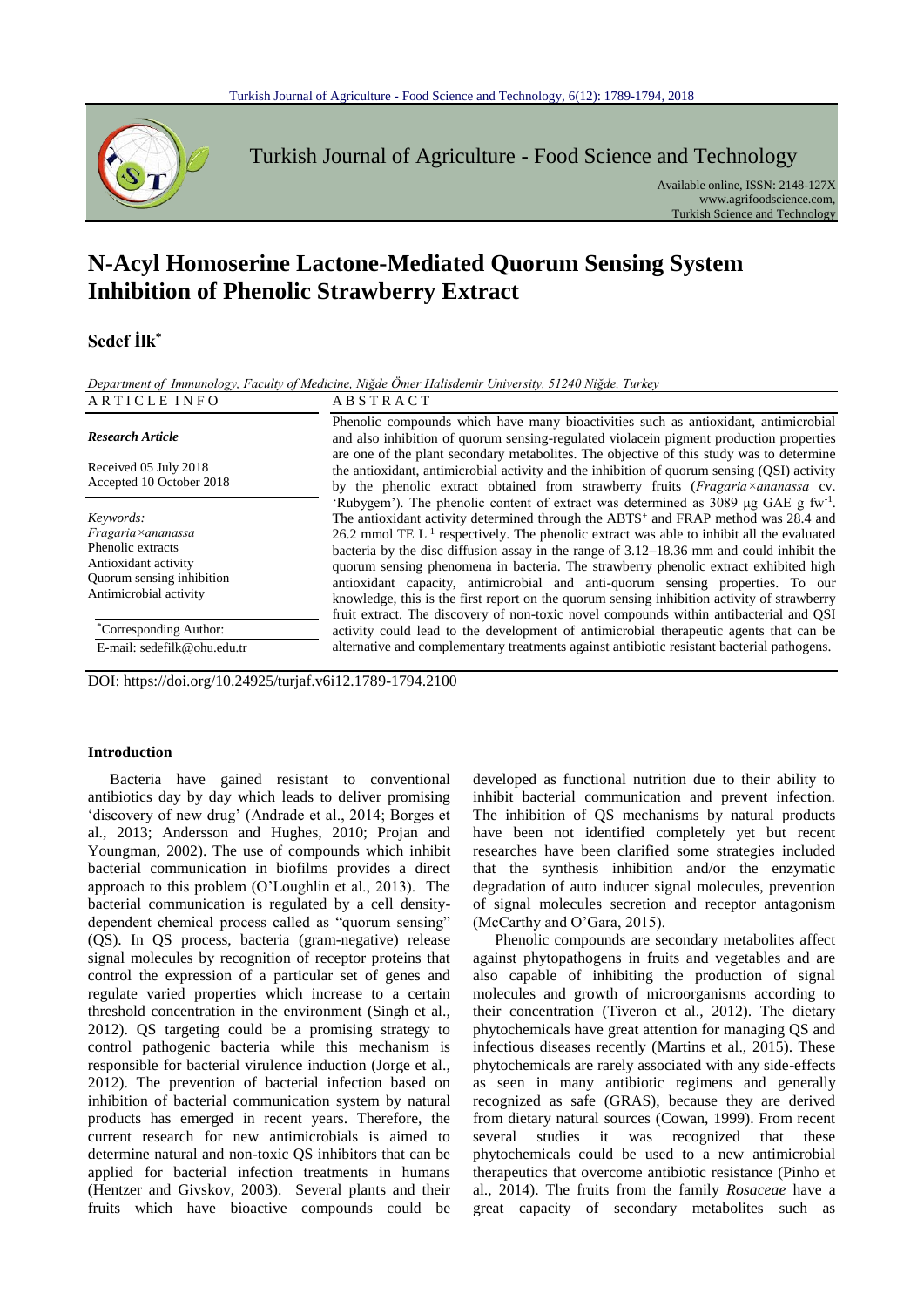# N-Acyl Homoserine Lactone-Mediated Quorum Sensing System Inhibition of Phenolic Strawberry Extract

**Sedef İlk***

*Department of Immunology, Faculty of Medicine, Niğde Ömer Halisdemir University, 51240 Niğde, Turkey*

**ARTICLE INFO**

*Research Article*

Received 05 July 2018
Accepted 10 October 2018

*Keywords:*
*Fragaria×ananassa*
Phenolic extracts
Antioxidant activity
Quorum sensing inhibition
Antimicrobial activity

*Corresponding Author:
E-mail: sedefilk@ohu.edu.tr

**ABSTRACT**

Phenolic compounds which have many bioactivities such as antioxidant, antimicrobial and also inhibition of quorum sensing-regulated violacein pigment production properties are one of the plant secondary metabolites. The objective of this study was to determine the antioxidant, antimicrobial activity and the inhibition of quorum sensing (QSI) activity by the phenolic extract obtained from strawberry fruits (*Fragaria×ananassa* cv. 'Rubygem'). The phenolic content of extract was determined as 3089 µg GAE g fw$^{-1}$. The antioxidant activity determined through the ABTS$^{+}$ and FRAP method was 28.4 and 26.2 mmol TE L$^{-1}$ respectively. The phenolic extract was able to inhibit all the evaluated bacteria by the disc diffusion assay in the range of 3.12–18.36 mm and could inhibit the quorum sensing phenomena in bacteria. The strawberry phenolic extract exhibited high antioxidant capacity, antimicrobial and anti-quorum sensing properties. To our knowledge, this is the first report on the quorum sensing inhibition activity of strawberry fruit extract. The discovery of non-toxic novel compounds within antibacterial and QSI activity could lead to the development of antimicrobial therapeutic agents that can be alternative and complementary treatments against antibiotic resistant bacterial pathogens.

DOI: https://doi.org/10.24925/turjaf.v6i12.1789-1794.2100

## Introduction

Bacteria have gained resistant to conventional antibiotics day by day which leads to deliver promising 'discovery of new drug' (Andrade et al., 2014; Borges et al., 2013; Andersson and Hughes, 2010; Projan and Youngman, 2002). The use of compounds which inhibit bacterial communication in biofilms provides a direct approach to this problem (O'Loughlin et al., 2013). The bacterial communication is regulated by a cell density-dependent chemical process called as "quorum sensing" (QS). In QS process, bacteria (gram-negative) release signal molecules by recognition of receptor proteins that control the expression of a particular set of genes and regulate varied properties which increase to a certain threshold concentration in the environment (Singh et al., 2012). QS targeting could be a promising strategy to control pathogenic bacteria while this mechanism is responsible for bacterial virulence induction (Jorge et al., 2012). The prevention of bacterial infection based on inhibition of bacterial communication system by natural products has emerged in recent years. Therefore, the current research for new antimicrobials is aimed to determine natural and non-toxic QS inhibitors that can be applied for bacterial infection treatments in humans (Hentzer and Givskov, 2003). Several plants and their fruits which have bioactive compounds could be developed as functional nutrition due to their ability to inhibit bacterial communication and prevent infection. The inhibition of QS mechanisms by natural products have been not identified completely yet but recent researches have been clarified some strategies included that the synthesis inhibition and/or the enzymatic degradation of auto inducer signal molecules, prevention of signal molecules secretion and receptor antagonism (McCarthy and O'Gara, 2015).

Phenolic compounds are secondary metabolites affect against phytopathogens in fruits and vegetables and are also capable of inhibiting the production of signal molecules and growth of microorganisms according to their concentration (Tiveron et al., 2012). The dietary phytochemicals have great attention for managing QS and infectious diseases recently (Martins et al., 2015). These phytochemicals are rarely associated with any side-effects as seen in many antibiotic regimens and generally recognized as safe (GRAS), because they are derived from dietary natural sources (Cowan, 1999). From recent several studies it was recognized that these phytochemicals could be used to a new antimicrobial therapeutics that overcome antibiotic resistance (Pinho et al., 2014). The fruits from the family *Rosaceae* have a great capacity of secondary metabolites such as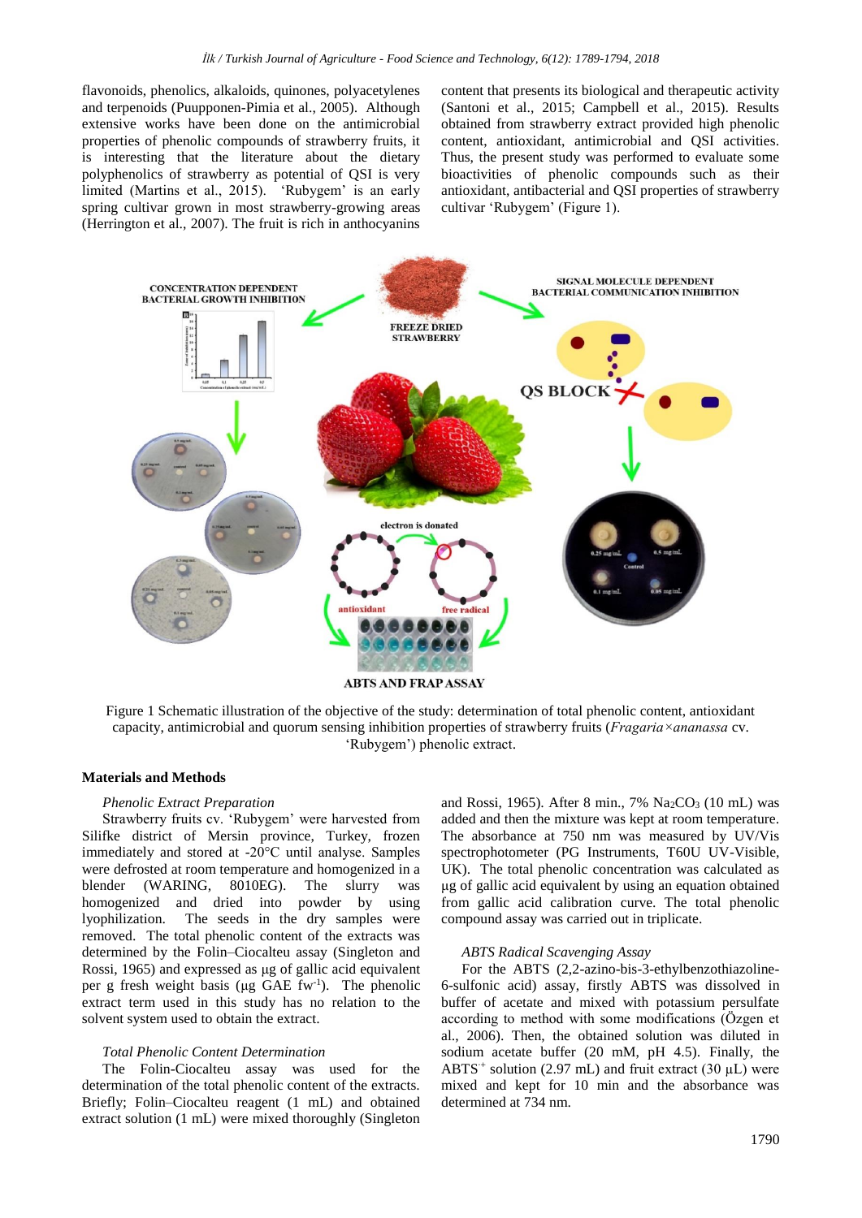flavonoids, phenolics, alkaloids, quinones, polyacetylenes and terpenoids (Puupponen-Pimia et al., 2005). Although extensive works have been done on the antimicrobial properties of phenolic compounds of strawberry fruits, it is interesting that the literature about the dietary polyphenolics of strawberry as potential of QSI is very limited (Martins et al., 2015). 'Rubygem' is an early spring cultivar grown in most strawberry-growing areas (Herrington et al., 2007). The fruit is rich in anthocyanins content that presents its biological and therapeutic activity (Santoni et al., 2015; Campbell et al., 2015). Results obtained from strawberry extract provided high phenolic content, antioxidant, antimicrobial and QSI activities. Thus, the present study was performed to evaluate some bioactivities of phenolic compounds such as their antioxidant, antibacterial and QSI properties of strawberry cultivar 'Rubygem' (Figure 1).

Figure 1 Schematic illustration of the objective of the study: determination of total phenolic content, antioxidant capacity, antimicrobial and quorum sensing inhibition properties of strawberry fruits (*Fragaria×ananassa* cv. 'Rubygem') phenolic extract.

## Materials and Methods

### *Phenolic Extract Preparation*

Strawberry fruits cv. 'Rubygem' were harvested from Silifke district of Mersin province, Turkey, frozen immediately and stored at -20°C until analyse. Samples were defrosted at room temperature and homogenized in a blender (WARING, 8010EG). The slurry was homogenized and dried into powder by using lyophilization. The seeds in the dry samples were removed. The total phenolic content of the extracts was determined by the Folin–Ciocalteu assay (Singleton and Rossi, 1965) and expressed as µg of gallic acid equivalent per g fresh weight basis (µg GAE $fw^{-1}$). The phenolic extract term used in this study has no relation to the solvent system used to obtain the extract.

### *Total Phenolic Content Determination*

The Folin-Ciocalteu assay was used for the determination of the total phenolic content of the extracts. Briefly; Folin–Ciocalteu reagent (1 mL) and obtained extract solution (1 mL) were mixed thoroughly (Singleton and Rossi, 1965). After 8 min., 7% $Na_2CO_3$ (10 mL) was added and then the mixture was kept at room temperature. The absorbance at 750 nm was measured by UV/Vis spectrophotometer (PG Instruments, T60U UV-Visible, UK). The total phenolic concentration was calculated as µg of gallic acid equivalent by using an equation obtained from gallic acid calibration curve. The total phenolic compound assay was carried out in triplicate.

### *ABTS Radical Scavenging Assay*

For the ABTS (2,2-azino-bis-3-ethylbenzothiazoline-6-sulfonic acid) assay, firstly ABTS were dissolved in buffer of acetate and mixed with potassium persulfate according to method with some modifications (Özgen et al., 2006). Then, the obtained solution was diluted in sodium acetate buffer (20 mM, pH 4.5). Finally, the $ABTS^{+}$ solution (2.97 mL) and fruit extract (30 µL) were mixed and kept for 10 min and the absorbance was determined at 734 nm.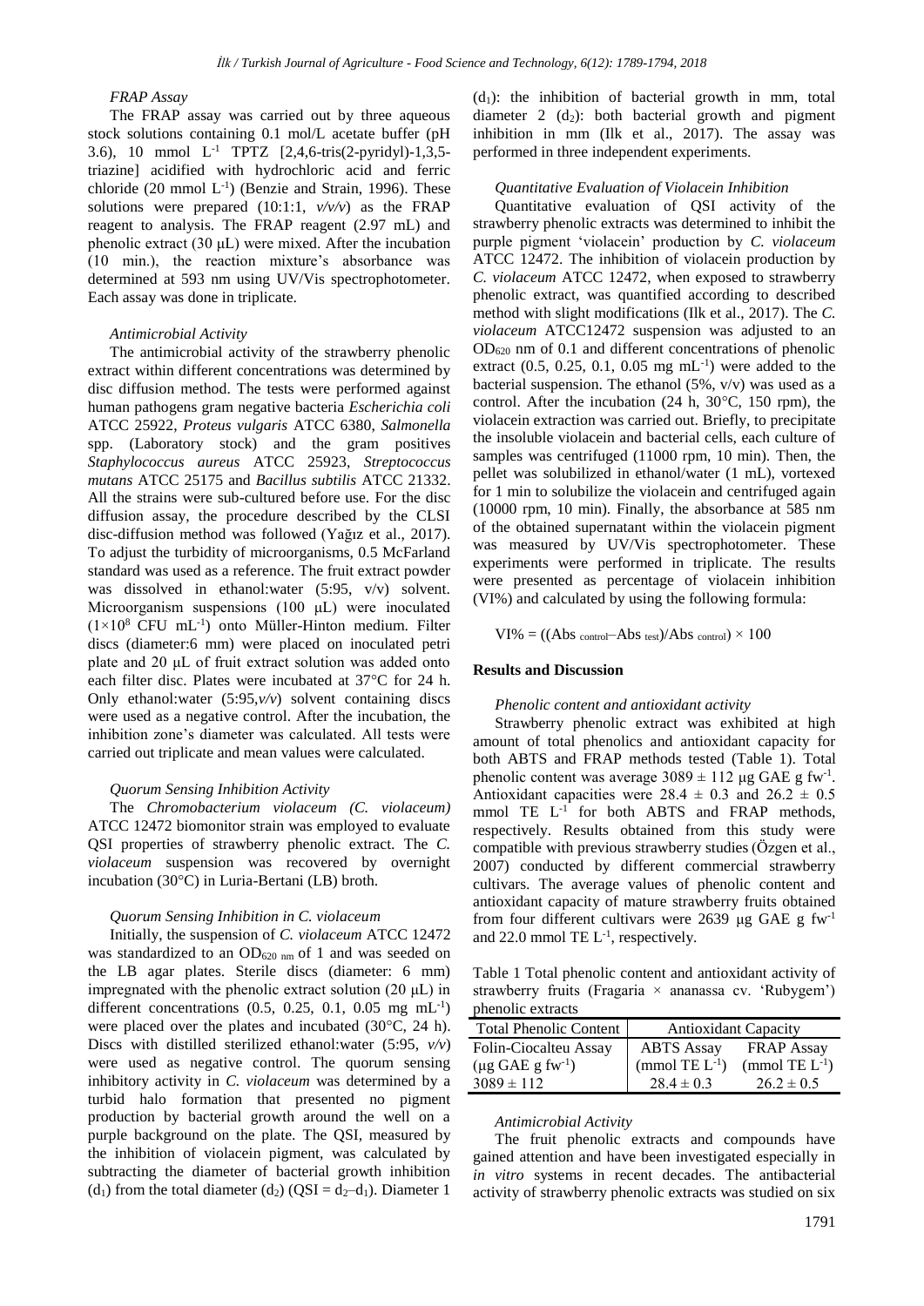#### *FRAP Assay*

The FRAP assay was carried out by three aqueous stock solutions containing 0.1 mol/L acetate buffer (pH 3.6), 10 mmol $L^{-1}$ TPTZ [2,4,6-tris(2-pyridyl)-1,3,5-triazine] acidified with hydrochloric acid and ferric chloride (20 mmol $L^{-1}$) (Benzie and Strain, 1996). These solutions were prepared (10:1:1, *v/v/v*) as the FRAP reagent to analysis. The FRAP reagent (2.97 mL) and phenolic extract (30 μL) were mixed. After the incubation (10 min.), the reaction mixture's absorbance was determined at 593 nm using UV/Vis spectrophotometer. Each assay was done in triplicate.

#### *Antimicrobial Activity*

The antimicrobial activity of the strawberry phenolic extract within different concentrations was determined by disc diffusion method. The tests were performed against human pathogens gram negative bacteria *Escherichia coli* ATCC 25922, *Proteus vulgaris* ATCC 6380, *Salmonella* spp. (Laboratory stock) and the gram positives *Staphylococcus aureus* ATCC 25923, *Streptococcus mutans* ATCC 25175 and *Bacillus subtilis* ATCC 21332. All the strains were sub-cultured before use. For the disc diffusion assay, the procedure described by the CLSI disc-diffusion method was followed (Yağız et al., 2017). To adjust the turbidity of microorganisms, 0.5 McFarland standard was used as a reference. The fruit extract powder was dissolved in ethanol:water (5:95, v/v) solvent. Microorganism suspensions (100 μL) were inoculated ($1\times10^{8}$ CFU $mL^{-1}$) onto Müller-Hinton medium. Filter discs (diameter:6 mm) were placed on inoculated petri plate and 20 μL of fruit extract solution was added onto each filter disc. Plates were incubated at 37°C for 24 h. Only ethanol:water (5:95,*v/v*) solvent containing discs were used as a negative control. After the incubation, the inhibition zone's diameter was calculated. All tests were carried out triplicate and mean values were calculated.

#### *Quorum Sensing Inhibition Activity*

The *Chromobacterium violaceum (C. violaceum)* ATCC 12472 biomonitor strain was employed to evaluate QSI properties of strawberry phenolic extract. The *C. violaceum* suspension was recovered by overnight incubation (30°C) in Luria-Bertani (LB) broth.

#### *Quorum Sensing Inhibition in C. violaceum*

Initially, the suspension of *C. violaceum* ATCC 12472 was standardized to an $OD_{620\ nm}$ of 1 and was seeded on the LB agar plates. Sterile discs (diameter: 6 mm) impregnated with the phenolic extract solution (20 μL) in different concentrations (0.5, 0.25, 0.1, 0.05 mg $mL^{-1}$) were placed over the plates and incubated (30°C, 24 h). Discs with distilled sterilized ethanol:water (5:95, *v/v*) were used as negative control. The quorum sensing inhibitory activity in *C. violaceum* was determined by a turbid halo formation that presented no pigment production by bacterial growth around the well on a purple background on the plate. The QSI, measured by the inhibition of violacein pigment, was calculated by subtracting the diameter of bacterial growth inhibition ($d_1$) from the total diameter ($d_2$) (QSI = $d_2$–$d_1$). Diameter 1 ($d_1$): the inhibition of bacterial growth in mm, total diameter 2 ($d_2$): both bacterial growth and pigment inhibition in mm (Ilk et al., 2017). The assay was performed in three independent experiments.

#### *Quantitative Evaluation of Violacein Inhibition*

Quantitative evaluation of QSI activity of the strawberry phenolic extracts was determined to inhibit the purple pigment 'violacein' production by *C. violaceum* ATCC 12472. The inhibition of violacein production by *C. violaceum* ATCC 12472, when exposed to strawberry phenolic extract, was quantified according to described method with slight modifications (Ilk et al., 2017). The *C. violaceum* ATCC12472 suspension was adjusted to an $OD_{620}$ nm of 0.1 and different concentrations of phenolic extract (0.5, 0.25, 0.1, 0.05 mg $mL^{-1}$) were added to the bacterial suspension. The ethanol (5%, v/v) was used as a control. After the incubation (24 h, 30°C, 150 rpm), the violacein extraction was carried out. Briefly, to precipitate the insoluble violacein and bacterial cells, each culture of samples was centrifuged (11000 rpm, 10 min). Then, the pellet was solubilized in ethanol/water (1 mL), vortexed for 1 min to solubilize the violacein and centrifuged again (10000 rpm, 10 min). Finally, the absorbance at 585 nm of the obtained supernatant within the violacein pigment was measured by UV/Vis spectrophotometer. These experiments were performed in triplicate. The results were presented as percentage of violacein inhibition (VI%) and calculated by using the following formula:

$$VI\% = ((Abs_{control} - Abs_{test})/Abs_{control}) \times 100$$

## Results and Discussion

#### *Phenolic content and antioxidant activity*

Strawberry phenolic extract was exhibited at high amount of total phenolics and antioxidant capacity for both ABTS and FRAP methods tested (Table 1). Total phenolic content was average 3089 ± 112 μg GAE g $fw^{-1}$. Antioxidant capacities were 28.4 ± 0.3 and 26.2 ± 0.5 mmol TE $L^{-1}$ for both ABTS and FRAP methods, respectively. Results obtained from this study were compatible with previous strawberry studies (Özgen et al., 2007) conducted by different commercial strawberry cultivars. The average values of phenolic content and antioxidant capacity of mature strawberry fruits obtained from four different cultivars were 2639 μg GAE g $fw^{-1}$ and 22.0 mmol TE $L^{-1}$, respectively.

Table 1 Total phenolic content and antioxidant activity of strawberry fruits (Fragaria × ananassa cv. 'Rubygem') phenolic extracts

| Total Phenolic Content | Antioxidant Capacity | |
|---|---|---|
| Folin-Ciocalteu Assay (μg GAE g $fw^{-1}$) | ABTS Assay (mmol TE $L^{-1}$) | FRAP Assay (mmol TE $L^{-1}$) |
| 3089 ± 112 | 28.4 ± 0.3 | 26.2 ± 0.5 |

#### *Antimicrobial Activity*

The fruit phenolic extracts and compounds have gained attention and have been investigated especially in *in vitro* systems in recent decades. The antibacterial activity of strawberry phenolic extracts was studied on six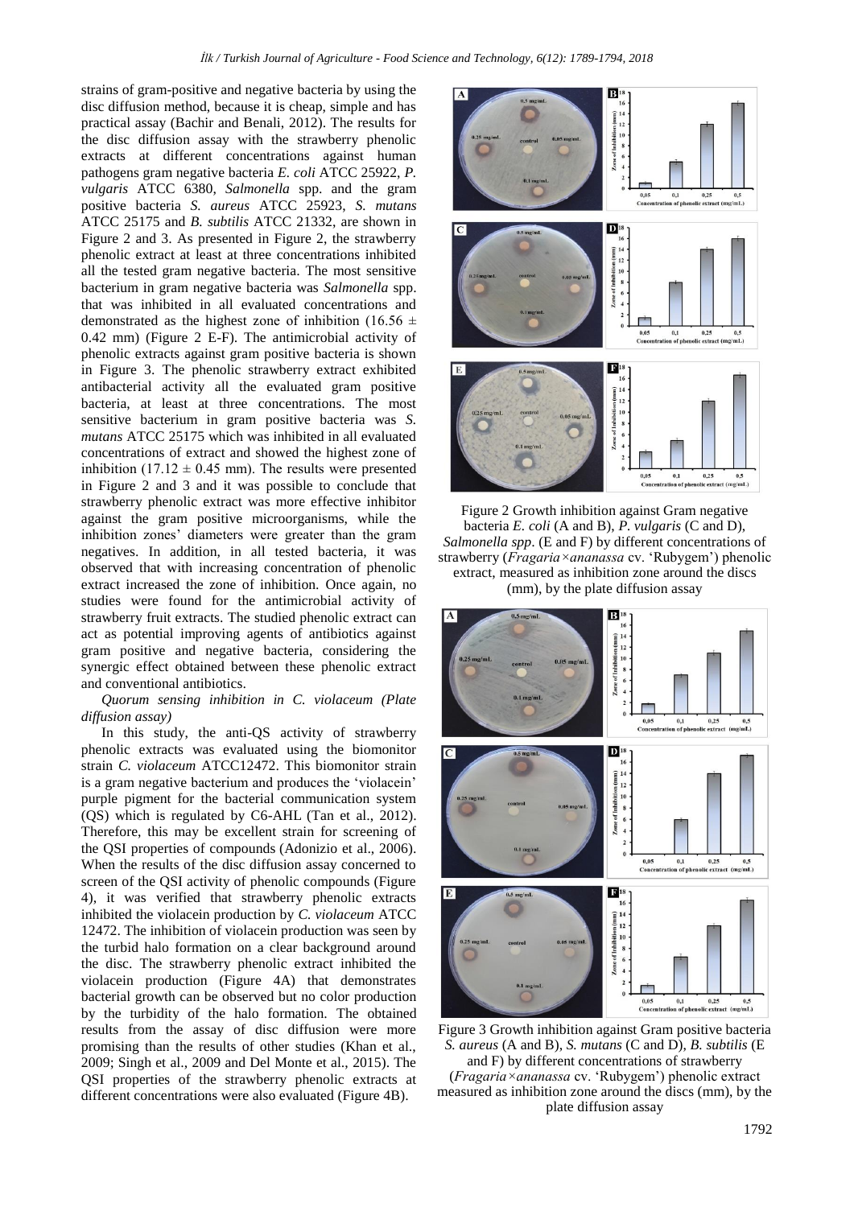strains of gram-positive and negative bacteria by using the disc diffusion method, because it is cheap, simple and has practical assay (Bachir and Benali, 2012). The results for the disc diffusion assay with the strawberry phenolic extracts at different concentrations against human pathogens gram negative bacteria *E. coli* ATCC 25922, *P. vulgaris* ATCC 6380, *Salmonella* spp. and the gram positive bacteria *S. aureus* ATCC 25923, *S. mutans* ATCC 25175 and *B. subtilis* ATCC 21332, are shown in Figure 2 and 3. As presented in Figure 2, the strawberry phenolic extract at least at three concentrations inhibited all the tested gram negative bacteria. The most sensitive bacterium in gram negative bacteria was *Salmonella* spp. that was inhibited in all evaluated concentrations and demonstrated as the highest zone of inhibition ($16.56 \pm 0.42$ mm) (Figure 2 E-F). The antimicrobial activity of phenolic extracts against gram positive bacteria is shown in Figure 3. The phenolic strawberry extract exhibited antibacterial activity all the evaluated gram positive bacteria, at least at three concentrations. The most sensitive bacterium in gram positive bacteria was *S. mutans* ATCC 25175 which was inhibited in all evaluated concentrations of extract and showed the highest zone of inhibition ($17.12 \pm 0.45$ mm). The results were presented in Figure 2 and 3 and it was possible to conclude that strawberry phenolic extract was more effective inhibitor against the gram positive microorganisms, while the inhibition zones' diameters were greater than the gram negatives. In addition, in all tested bacteria, it was observed that with increasing concentration of phenolic extract increased the zone of inhibition. Once again, no studies were found for the antimicrobial activity of strawberry fruit extracts. The studied phenolic extract can act as potential improving agents of antibiotics against gram positive and negative bacteria, considering the synergic effect obtained between these phenolic extract and conventional antibiotics.

*Quorum sensing inhibition in C. violaceum (Plate diffusion assay)*

In this study, the anti-QS activity of strawberry phenolic extracts was evaluated using the biomonitor strain *C. violaceum* ATCC12472. This biomonitor strain is a gram negative bacterium and produces the 'violacein' purple pigment for the bacterial communication system (QS) which is regulated by C6-AHL (Tan et al., 2012). Therefore, this may be excellent strain for screening of the QSI properties of compounds (Adonizio et al., 2006). When the results of the disc diffusion assay concerned to screen of the QSI activity of phenolic compounds (Figure 4), it was verified that strawberry phenolic extracts inhibited the violacein production by *C. violaceum* ATCC 12472. The inhibition of violacein production was seen by the turbid halo formation on a clear background around the disc. The strawberry phenolic extract inhibited the violacein production (Figure 4A) that demonstrates bacterial growth can be observed but no color production by the turbidity of the halo formation. The obtained results from the assay of disc diffusion were more promising than the results of other studies (Khan et al., 2009; Singh et al., 2009 and Del Monte et al., 2015). The QSI properties of the strawberry phenolic extracts at different concentrations were also evaluated (Figure 4B).

Figure 2 Growth inhibition against Gram negative bacteria *E. coli* (A and B), *P. vulgaris* (C and D), *Salmonella spp*. (E and F) by different concentrations of strawberry (*Fragaria×ananassa* cv. 'Rubygem') phenolic extract, measured as inhibition zone around the discs (mm), by the plate diffusion assay

Figure 3 Growth inhibition against Gram positive bacteria *S. aureus* (A and B), *S. mutans* (C and D), *B. subtilis* (E and F) by different concentrations of strawberry (*Fragaria×ananassa* cv. 'Rubygem') phenolic extract measured as inhibition zone around the discs (mm), by the plate diffusion assay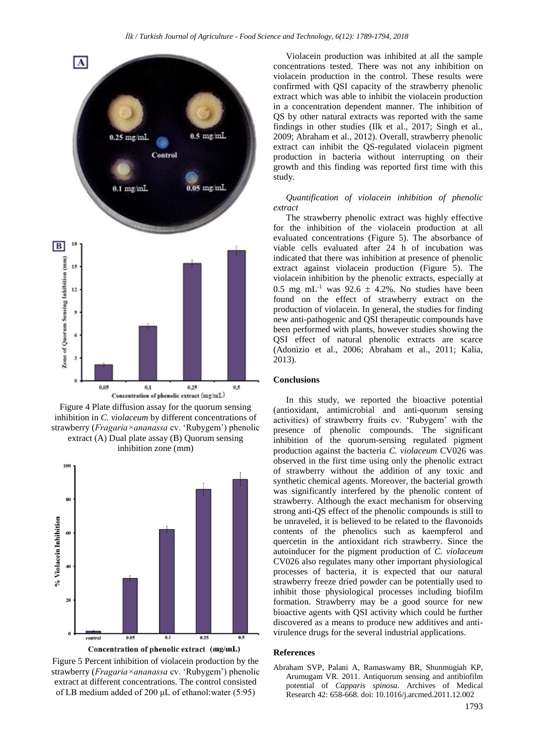Figure 4 Plate diffusion assay for the quorum sensing inhibition in *C. violaceum* by different concentrations of strawberry (*Fragaria×ananassa* cv. 'Rubygem') phenolic extract (A) Dual plate assay (B) Quorum sensing inhibition zone (mm)

Figure 5 Percent inhibition of violacein production by the strawberry (*Fragaria×ananassa* cv. 'Rubygem') phenolic extract at different concentrations. The control consisted of LB medium added of 200 μL of ethanol:water (5:95)

Violacein production was inhibited at all the sample concentrations tested. There was not any inhibition on violacein production in the control. These results were confirmed with QSI capacity of the strawberry phenolic extract which was able to inhibit the violacein production in a concentration dependent manner. The inhibition of QS by other natural extracts was reported with the same findings in other studies (Ilk et al., 2017; Singh et al., 2009; Abraham et al., 2012). Overall, strawberry phenolic extract can inhibit the QS-regulated violacein pigment production in bacteria without interrupting on their growth and this finding was reported first time with this study.

*Quantification of violacein inhibition of phenolic extract*

The strawberry phenolic extract was highly effective for the inhibition of the violacein production at all evaluated concentrations (Figure 5). The absorbance of viable cells evaluated after 24 h of incubation was indicated that there was inhibition at presence of phenolic extract against violacein production (Figure 5). The violacein inhibition by the phenolic extracts, especially at 0.5 mg $mL^{-1}$ was 92.6 ± 4.2%. No studies have been found on the effect of strawberry extract on the production of violacein. In general, the studies for finding new anti-pathogenic and QSI therapeutic compounds have been performed with plants, however studies showing the QSI effect of natural phenolic extracts are scarce (Adonizio et al., 2006; Abraham et al., 2011; Kalia, 2013).

## Conclusions

In this study, we reported the bioactive potential (antioxidant, antimicrobial and anti-quorum sensing activities) of strawberry fruits cv. 'Rubygem' with the presence of phenolic compounds. The significant inhibition of the quorum-sensing regulated pigment production against the bacteria *C. violaceum* CV026 was observed in the first time using only the phenolic extract of strawberry without the addition of any toxic and synthetic chemical agents. Moreover, the bacterial growth was significantly interfered by the phenolic content of strawberry. Although the exact mechanism for observing strong anti-QS effect of the phenolic compounds is still to be unraveled, it is believed to be related to the flavonoids contents of the phenolics such as kaempferol and quercetin in the antioxidant rich strawberry. Since the autoinducer for the pigment production of *C. violaceum* CV026 also regulates many other important physiological processes of bacteria, it is expected that our natural strawberry freeze dried powder can be potentially used to inhibit those physiological processes including biofilm formation. Strawberry may be a good source for new bioactive agents with QSI activity which could be further discovered as a means to produce new additives and anti-virulence drugs for the several industrial applications.

## References

Abraham SVP, Palani A, Ramaswamy BR, Shunmugiah KP, Arumugam VR. 2011. Antiquorum sensing and antibiofilm potential of *Capparis spinosa*. Archives of Medical Research 42: 658-668. doi: 10.1016/j.arcmed.2011.12.002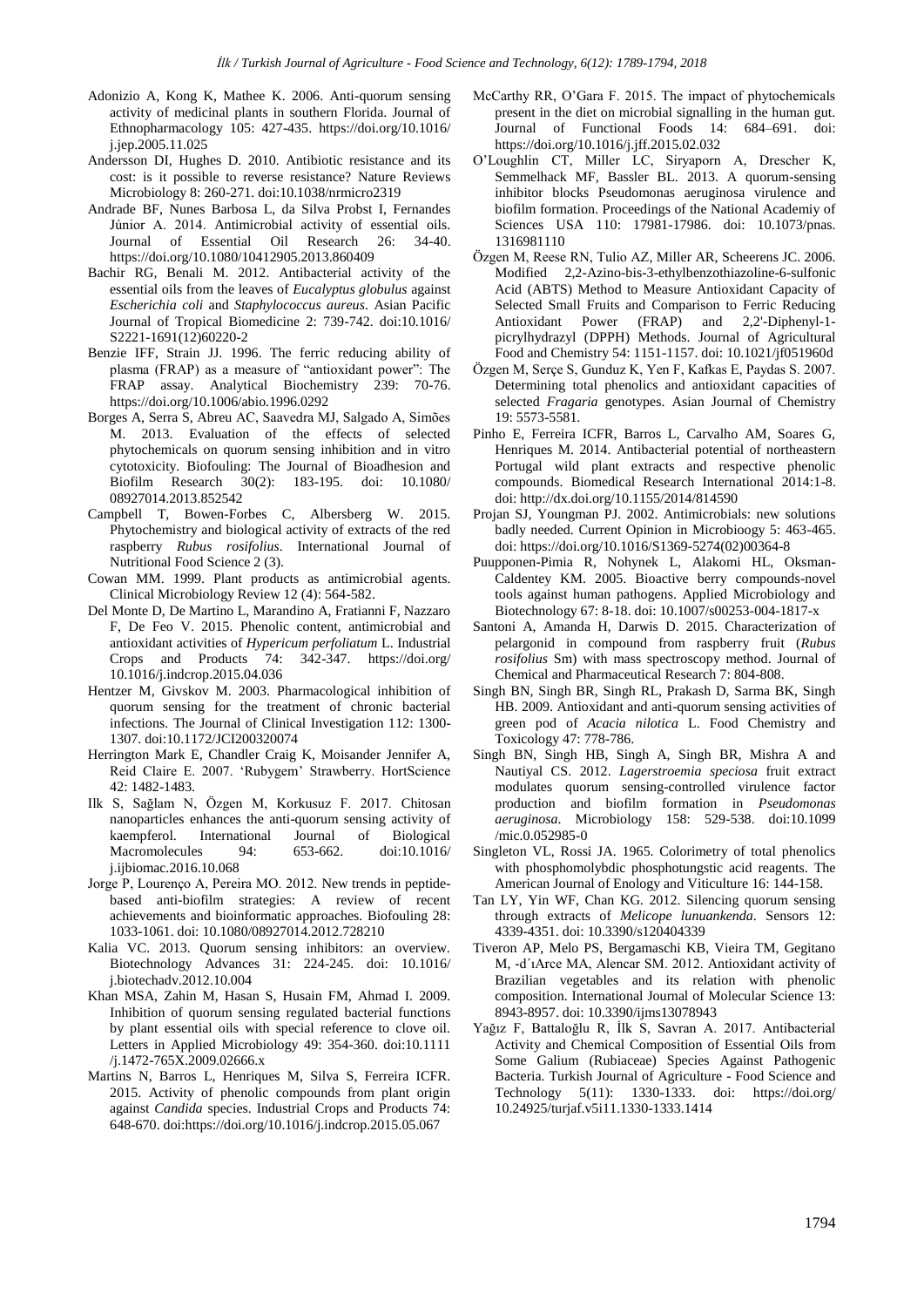Adonizio A, Kong K, Mathee K. 2006. Anti-quorum sensing activity of medicinal plants in southern Florida. Journal of Ethnopharmacology 105: 427-435. https://doi.org/10.1016/j.jep.2005.11.025

Andersson DI, Hughes D. 2010. Antibiotic resistance and its cost: is it possible to reverse resistance? Nature Reviews Microbiology 8: 260-271. doi:10.1038/nrmicro2319

Andrade BF, Nunes Barbosa L, da Silva Probst I, Fernandes Júnior A. 2014. Antimicrobial activity of essential oils. Journal of Essential Oil Research 26: 34-40. https://doi.org/10.1080/10412905.2013.860409

Bachir RG, Benali M. 2012. Antibacterial activity of the essential oils from the leaves of *Eucalyptus globulus* against *Escherichia coli* and *Staphylococcus aureus*. Asian Pacific Journal of Tropical Biomedicine 2: 739-742. doi:10.1016/S2221-1691(12)60220-2

Benzie IFF, Strain JJ. 1996. The ferric reducing ability of plasma (FRAP) as a measure of "antioxidant power": The FRAP assay. Analytical Biochemistry 239: 70-76. https://doi.org/10.1006/abio.1996.0292

Borges A, Serra S, Abreu AC, Saavedra MJ, Salgado A, Simões M. 2013. Evaluation of the effects of selected phytochemicals on quorum sensing inhibition and in vitro cytotoxicity. Biofouling: The Journal of Bioadhesion and Biofilm Research 30(2): 183-195. doi: 10.1080/08927014.2013.852542

Campbell T, Bowen-Forbes C, Albersberg W. 2015. Phytochemistry and biological activity of extracts of the red raspberry *Rubus rosifolius*. International Journal of Nutritional Food Science 2 (3).

Cowan MM. 1999. Plant products as antimicrobial agents. Clinical Microbiology Review 12 (4): 564-582.

Del Monte D, De Martino L, Marandino A, Fratianni F, Nazzaro F, De Feo V. 2015. Phenolic content, antimicrobial and antioxidant activities of *Hypericum perfoliatum* L. Industrial Crops and Products 74: 342-347. https://doi.org/10.1016/j.indcrop.2015.04.036

Hentzer M, Givskov M. 2003. Pharmacological inhibition of quorum sensing for the treatment of chronic bacterial infections. The Journal of Clinical Investigation 112: 1300-1307. doi:10.1172/JCI200320074

Herrington Mark E, Chandler Craig K, Moisander Jennifer A, Reid Claire E. 2007. 'Rubygem' Strawberry. HortScience 42: 1482-1483.

Ilk S, Sağlam N, Özgen M, Korkusuz F. 2017. Chitosan nanoparticles enhances the anti-quorum sensing activity of kaempferol. International Journal of Biological Macromolecules 94: 653-662. doi:10.1016/j.ijbiomac.2016.10.068

Jorge P, Lourenço A, Pereira MO. 2012. New trends in peptide-based anti-biofilm strategies: A review of recent achievements and bioinformatic approaches. Biofouling 28: 1033-1061. doi: 10.1080/08927014.2012.728210

Kalia VC. 2013. Quorum sensing inhibitors: an overview. Biotechnology Advances 31: 224-245. doi: 10.1016/j.biotechadv.2012.10.004

Khan MSA, Zahin M, Hasan S, Husain FM, Ahmad I. 2009. Inhibition of quorum sensing regulated bacterial functions by plant essential oils with special reference to clove oil. Letters in Applied Microbiology 49: 354-360. doi:10.1111/j.1472-765X.2009.02666.x

Martins N, Barros L, Henriques M, Silva S, Ferreira ICFR. 2015. Activity of phenolic compounds from plant origin against *Candida* species. Industrial Crops and Products 74: 648-670. doi:https://doi.org/10.1016/j.indcrop.2015.05.067

McCarthy RR, O'Gara F. 2015. The impact of phytochemicals present in the diet on microbial signalling in the human gut. Journal of Functional Foods 14: 684–691. doi: https://doi.org/10.1016/j.jff.2015.02.032

O'Loughlin CT, Miller LC, Siryaporn A, Drescher K, Semmelhack MF, Bassler BL. 2013. A quorum-sensing inhibitor blocks Pseudomonas aeruginosa virulence and biofilm formation. Proceedings of the National Academiy of Sciences USA 110: 17981-17986. doi: 10.1073/pnas.1316981110

Özgen M, Reese RN, Tulio AZ, Miller AR, Scheerens JC. 2006. Modified 2,2-Azino-bis-3-ethylbenzothiazoline-6-sulfonic Acid (ABTS) Method to Measure Antioxidant Capacity of Selected Small Fruits and Comparison to Ferric Reducing Antioxidant Power (FRAP) and 2,2'-Diphenyl-1-picrylhydrazyl (DPPH) Methods. Journal of Agricultural Food and Chemistry 54: 1151-1157. doi: 10.1021/jf051960d

Özgen M, Serçe S, Gunduz K, Yen F, Kafkas E, Paydas S. 2007. Determining total phenolics and antioxidant capacities of selected *Fragaria* genotypes. Asian Journal of Chemistry 19: 5573-5581.

Pinho E, Ferreira ICFR, Barros L, Carvalho AM, Soares G, Henriques M. 2014. Antibacterial potential of northeastern Portugal wild plant extracts and respective phenolic compounds. Biomedical Research International 2014:1-8. doi: http://dx.doi.org/10.1155/2014/814590

Projan SJ, Youngman PJ. 2002. Antimicrobials: new solutions badly needed. Current Opinion in Microbioogy 5: 463-465. doi: https://doi.org/10.1016/S1369-5274(02)00364-8

Puupponen-Pimia R, Nohynek L, Alakomi HL, Oksman-Caldentey KM. 2005. Bioactive berry compounds-novel tools against human pathogens. Applied Microbiology and Biotechnology 67: 8-18. doi: 10.1007/s00253-004-1817-x

Santoni A, Amanda H, Darwis D. 2015. Characterization of pelargonid in compound from raspberry fruit (*Rubus rosifolius* Sm) with mass spectroscopy method. Journal of Chemical and Pharmaceutical Research 7: 804-808.

Singh BN, Singh BR, Singh RL, Prakash D, Sarma BK, Singh HB. 2009. Antioxidant and anti-quorum sensing activities of green pod of *Acacia nilotica* L. Food Chemistry and Toxicology 47: 778-786.

Singh BN, Singh HB, Singh A, Singh BR, Mishra A and Nautiyal CS. 2012. *Lagerstroemia speciosa* fruit extract modulates quorum sensing-controlled virulence factor production and biofilm formation in *Pseudomonas aeruginosa*. Microbiology 158: 529-538. doi:10.1099/mic.0.052985-0

Singleton VL, Rossi JA. 1965. Colorimetry of total phenolics with phosphomolybdic phosphotungstic acid reagents. The American Journal of Enology and Viticulture 16: 144-158.

Tan LY, Yin WF, Chan KG. 2012. Silencing quorum sensing through extracts of *Melicope lunuankenda*. Sensors 12: 4339-4351. doi: 10.3390/s120404339

Tiveron AP, Melo PS, Bergamaschi KB, Vieira TM, Gegitano M, -d´ıArce MA, Alencar SM. 2012. Antioxidant activity of Brazilian vegetables and its relation with phenolic composition. International Journal of Molecular Science 13: 8943-8957. doi: 10.3390/ijms13078943

Yağız F, Battaloğlu R, İlk S, Savran A. 2017. Antibacterial Activity and Chemical Composition of Essential Oils from Some Galium (Rubiaceae) Species Against Pathogenic Bacteria. Turkish Journal of Agriculture - Food Science and Technology 5(11): 1330-1333. doi: https://doi.org/10.24925/turjaf.v5i11.1330-1333.1414